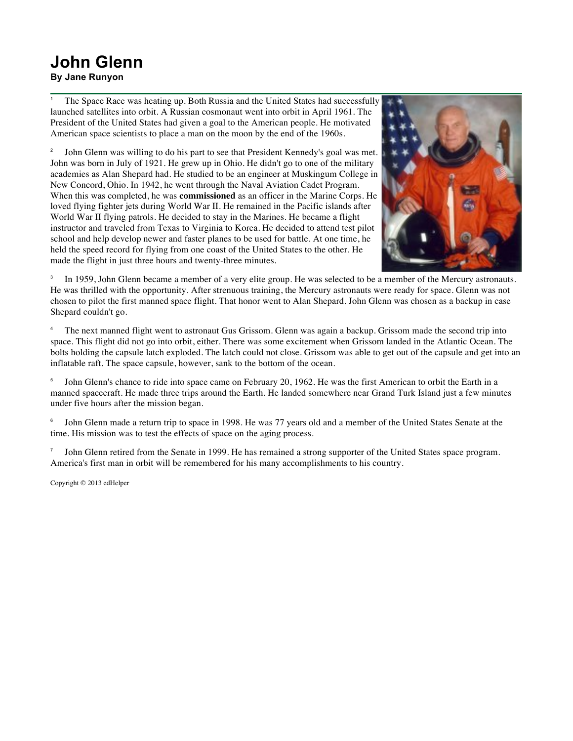# John Glenn

**By Jane Runyon**

[1] The Space Race was heating up. Both Russia and the United States had successfully launched satellites into orbit. A Russian cosmonaut went into orbit in April 1961. The President of the United States had given a goal to the American people. He motivated American space scientists to place a man on the moon by the end of the 1960s.

[2] John Glenn was willing to do his part to see that President Kennedy's goal was met. John was born in July of 1921. He grew up in Ohio. He didn't go to one of the military academies as Alan Shepard had. He studied to be an engineer at Muskingum College in New Concord, Ohio. In 1942, he went through the Naval Aviation Cadet Program. When this was completed, he was **commissioned** as an officer in the Marine Corps. He loved flying fighter jets during World War II. He remained in the Pacific islands after World War II flying patrols. He decided to stay in the Marines. He became a flight instructor and traveled from Texas to Virginia to Korea. He decided to attend test pilot school and help develop newer and faster planes to be used for battle. At one time, he held the speed record for flying from one coast of the United States to the other. He made the flight in just three hours and twenty-three minutes.

[3] In 1959, John Glenn became a member of a very elite group. He was selected to be a member of the Mercury astronauts. He was thrilled with the opportunity. After strenuous training, the Mercury astronauts were ready for space. Glenn was not chosen to pilot the first manned space flight. That honor went to Alan Shepard. John Glenn was chosen as a backup in case Shepard couldn't go.

[4] The next manned flight went to astronaut Gus Grissom. Glenn was again a backup. Grissom made the second trip into space. This flight did not go into orbit, either. There was some excitement when Grissom landed in the Atlantic Ocean. The bolts holding the capsule latch exploded. The latch could not close. Grissom was able to get out of the capsule and get into an inflatable raft. The space capsule, however, sank to the bottom of the ocean.

[5] John Glenn's chance to ride into space came on February 20, 1962. He was the first American to orbit the Earth in a manned spacecraft. He made three trips around the Earth. He landed somewhere near Grand Turk Island just a few minutes under five hours after the mission began.

[6] John Glenn made a return trip to space in 1998. He was 77 years old and a member of the United States Senate at the time. His mission was to test the effects of space on the aging process.

[7] John Glenn retired from the Senate in 1999. He has remained a strong supporter of the United States space program. America's first man in orbit will be remembered for his many accomplishments to his country.

Copyright © 2013 edHelper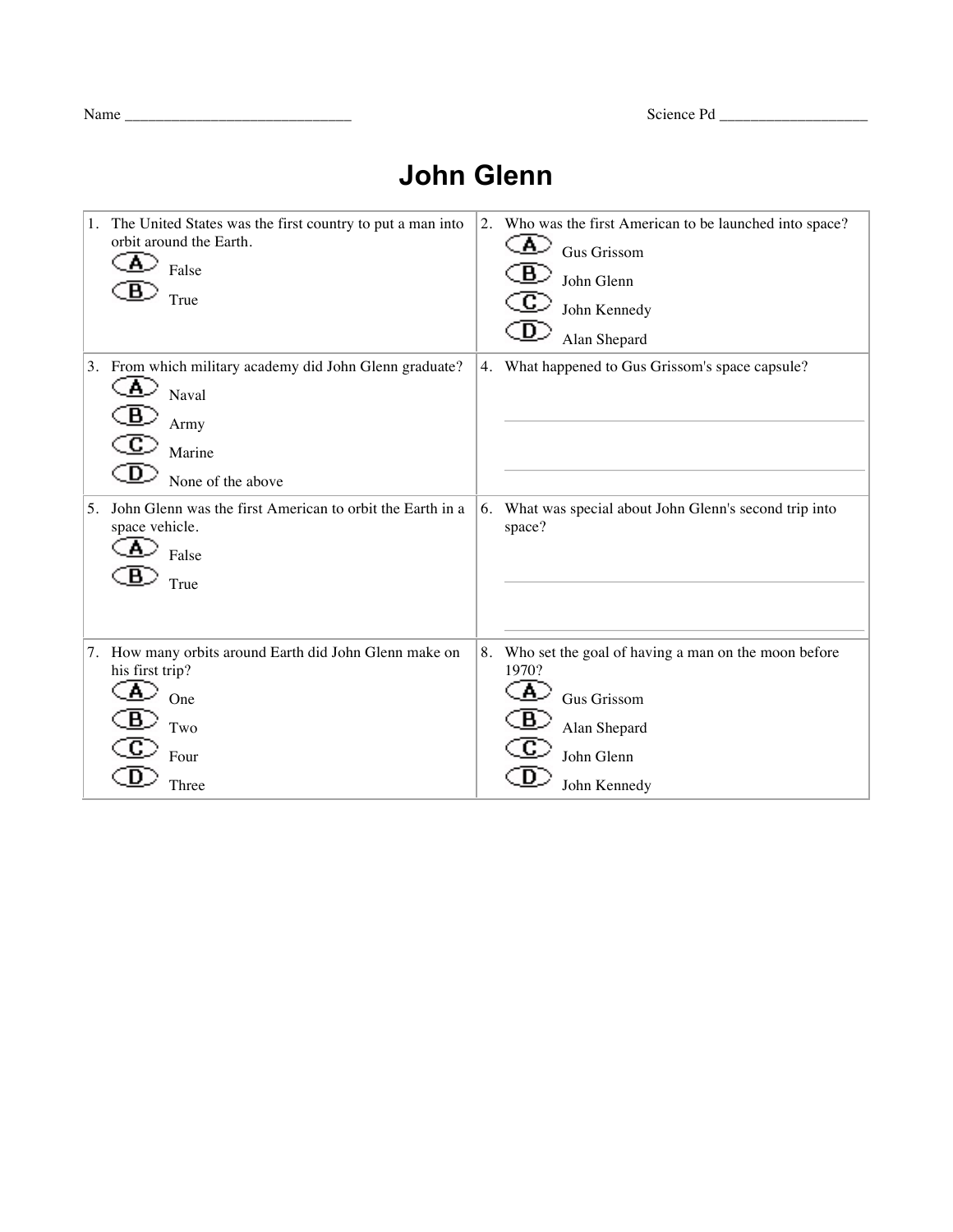Name ______________________________ Science Pd ____________________

# John Glenn

1. The United States was the first country to put a man into orbit around the Earth.
   - (A) False
   - (B) True

2. Who was the first American to be launched into space?
   - (A) Gus Grissom
   - (B) John Glenn
   - (C) John Kennedy
   - (D) Alan Shepard

3. From which military academy did John Glenn graduate?
   - (A) Naval
   - (B) Army
   - (C) Marine
   - (D) None of the above

4. What happened to Gus Grissom's space capsule?

   ______________________________________________

   ______________________________________________

5. John Glenn was the first American to orbit the Earth in a space vehicle.
   - (A) False
   - (B) True

6. What was special about John Glenn's second trip into space?

   ______________________________________________

   ______________________________________________

7. How many orbits around Earth did John Glenn make on his first trip?
   - (A) One
   - (B) Two
   - (C) Four
   - (D) Three

8. Who set the goal of having a man on the moon before 1970?
   - (A) Gus Grissom
   - (B) Alan Shepard
   - (C) John Glenn
   - (D) John Kennedy